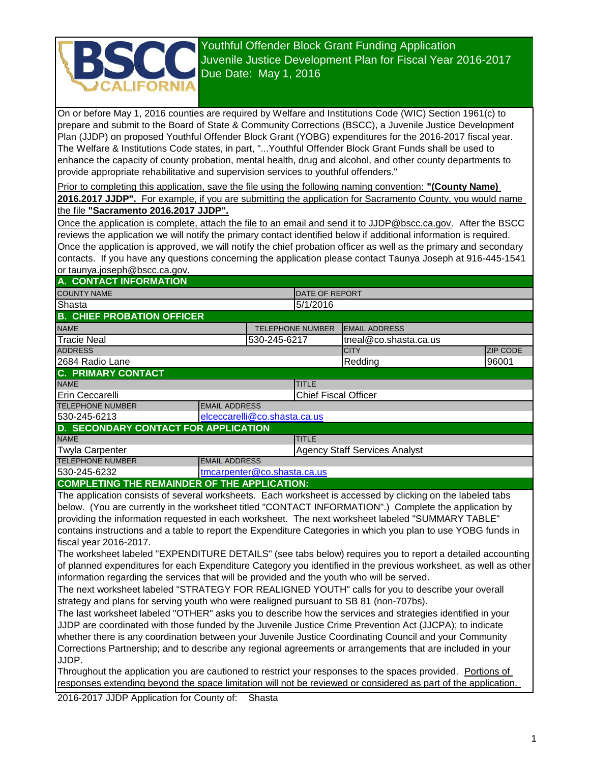# Youthful Offender Block Grant Funding Application
## Juvenile Justice Development Plan for Fiscal Year 2016-2017
### Due Date: May 1, 2016

On or before May 1, 2016 counties are required by Welfare and Institutions Code (WIC) Section 1961(c) to prepare and submit to the Board of State & Community Corrections (BSCC), a Juvenile Justice Development Plan (JJDP) on proposed Youthful Offender Block Grant (YOBG) expenditures for the 2016-2017 fiscal year. The Welfare & Institutions Code states, in part, "...Youthful Offender Block Grant Funds shall be used to enhance the capacity of county probation, mental health, drug and alcohol, and other county departments to provide appropriate rehabilitative and supervision services to youthful offenders."

Prior to completing this application, save the file using the following naming convention: **"(County Name) 2016.2017 JJDP".** For example, if you are submitting the application for Sacramento County, you would name the file **"Sacramento 2016.2017 JJDP".**

Once the application is complete, attach the file to an email and send it to JJDP@bscc.ca.gov. After the BSCC reviews the application we will notify the primary contact identified below if additional information is required. Once the application is approved, we will notify the chief probation officer as well as the primary and secondary contacts. If you have any questions concerning the application please contact Taunya Joseph at 916-445-1541 or taunya.joseph@bscc.ca.gov.

## A. CONTACT INFORMATION

| COUNTY NAME | DATE OF REPORT |
|---|---|
| Shasta | 5/1/2016 |

## B. CHIEF PROBATION OFFICER

| NAME | TELEPHONE NUMBER | EMAIL ADDRESS | |
|---|---|---|---|
| Tracie Neal | 530-245-6217 | tneal@co.shasta.ca.us | |
| **ADDRESS** | | **CITY** | **ZIP CODE** |
| 2684 Radio Lane | | Redding | 96001 |

## C. PRIMARY CONTACT

| NAME | TITLE |
|---|---|
| Erin Ceccarelli | Chief Fiscal Officer |
| **TELEPHONE NUMBER** | **EMAIL ADDRESS** |
| 530-245-6213 | elceccarelli@co.shasta.ca.us |

## D. SECONDARY CONTACT FOR APPLICATION

| NAME | TITLE |
|---|---|
| Twyla Carpenter | Agency Staff Services Analyst |
| **TELEPHONE NUMBER** | **EMAIL ADDRESS** |
| 530-245-6232 | tmcarpenter@co.shasta.ca.us |

## COMPLETING THE REMAINDER OF THE APPLICATION:

The application consists of several worksheets. Each worksheet is accessed by clicking on the labeled tabs below. (You are currently in the worksheet titled "CONTACT INFORMATION".) Complete the application by providing the information requested in each worksheet. The next worksheet labeled "SUMMARY TABLE" contains instructions and a table to report the Expenditure Categories in which you plan to use YOBG funds in fiscal year 2016-2017.

The worksheet labeled "EXPENDITURE DETAILS" (see tabs below) requires you to report a detailed accounting of planned expenditures for each Expenditure Category you identified in the previous worksheet, as well as other information regarding the services that will be provided and the youth who will be served.

The next worksheet labeled "STRATEGY FOR REALIGNED YOUTH" calls for you to describe your overall strategy and plans for serving youth who were realigned pursuant to SB 81 (non-707bs).

The last worksheet labeled "OTHER" asks you to describe how the services and strategies identified in your JJDP are coordinated with those funded by the Juvenile Justice Crime Prevention Act (JJCPA); to indicate whether there is any coordination between your Juvenile Justice Coordinating Council and your Community Corrections Partnership; and to describe any regional agreements or arrangements that are included in your JJDP.

Throughout the application you are cautioned to restrict your responses to the spaces provided. Portions of responses extending beyond the space limitation will not be reviewed or considered as part of the application.

2016-2017 JJDP Application for County of: Shasta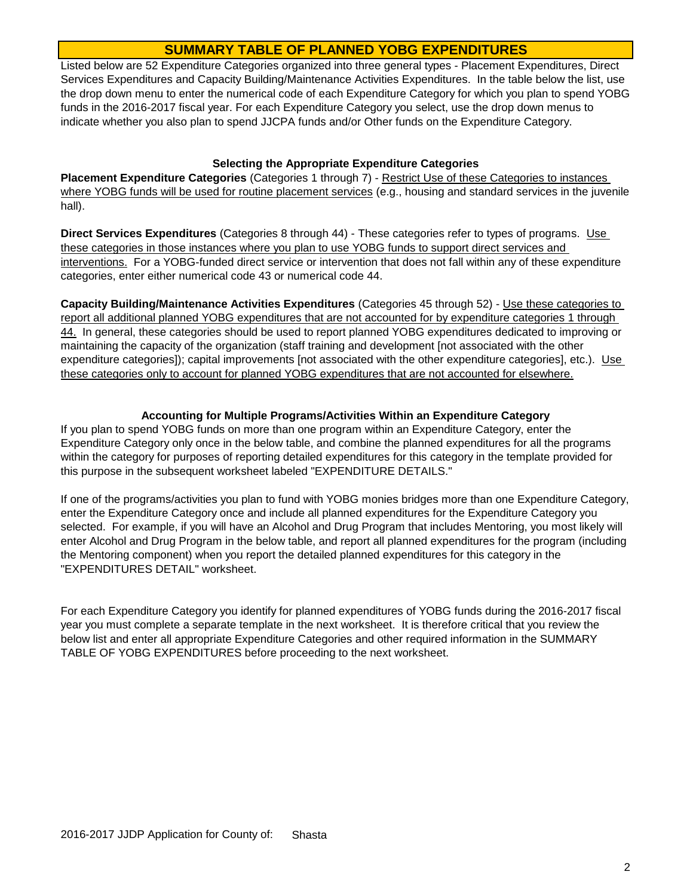# SUMMARY TABLE OF PLANNED YOBG EXPENDITURES

Listed below are 52 Expenditure Categories organized into three general types - Placement Expenditures, Direct Services Expenditures and Capacity Building/Maintenance Activities Expenditures. In the table below the list, use the drop down menu to enter the numerical code of each Expenditure Category for which you plan to spend YOBG funds in the 2016-2017 fiscal year. For each Expenditure Category you select, use the drop down menus to indicate whether you also plan to spend JJCPA funds and/or Other funds on the Expenditure Category.

### Selecting the Appropriate Expenditure Categories

**Placement Expenditure Categories** (Categories 1 through 7) - Restrict Use of these Categories to instances where YOBG funds will be used for routine placement services (e.g., housing and standard services in the juvenile hall).

**Direct Services Expenditures** (Categories 8 through 44) - These categories refer to types of programs. Use these categories in those instances where you plan to use YOBG funds to support direct services and interventions. For a YOBG-funded direct service or intervention that does not fall within any of these expenditure categories, enter either numerical code 43 or numerical code 44.

**Capacity Building/Maintenance Activities Expenditures** (Categories 45 through 52) - Use these categories to report all additional planned YOBG expenditures that are not accounted for by expenditure categories 1 through 44. In general, these categories should be used to report planned YOBG expenditures dedicated to improving or maintaining the capacity of the organization (staff training and development [not associated with the other expenditure categories]); capital improvements [not associated with the other expenditure categories], etc.). Use these categories only to account for planned YOBG expenditures that are not accounted for elsewhere.

### Accounting for Multiple Programs/Activities Within an Expenditure Category

If you plan to spend YOBG funds on more than one program within an Expenditure Category, enter the Expenditure Category only once in the below table, and combine the planned expenditures for all the programs within the category for purposes of reporting detailed expenditures for this category in the template provided for this purpose in the subsequent worksheet labeled "EXPENDITURE DETAILS."

If one of the programs/activities you plan to fund with YOBG monies bridges more than one Expenditure Category, enter the Expenditure Category once and include all planned expenditures for the Expenditure Category you selected. For example, if you will have an Alcohol and Drug Program that includes Mentoring, you most likely will enter Alcohol and Drug Program in the below table, and report all planned expenditures for the program (including the Mentoring component) when you report the detailed planned expenditures for this category in the "EXPENDITURES DETAIL" worksheet.

For each Expenditure Category you identify for planned expenditures of YOBG funds during the 2016-2017 fiscal year you must complete a separate template in the next worksheet. It is therefore critical that you review the below list and enter all appropriate Expenditure Categories and other required information in the SUMMARY TABLE OF YOBG EXPENDITURES before proceeding to the next worksheet.

2016-2017 JJDP Application for County of: Shasta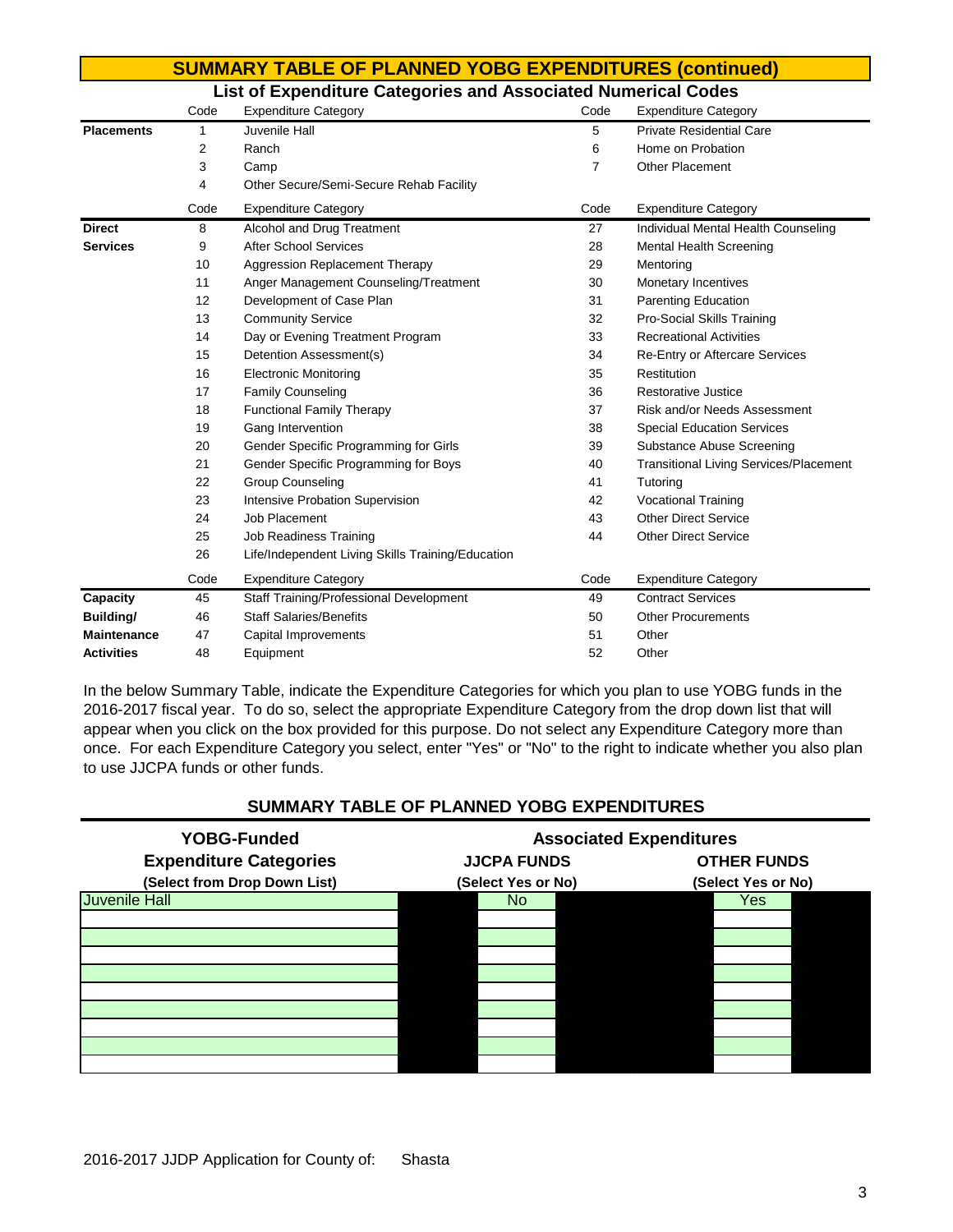## SUMMARY TABLE OF PLANNED YOBG EXPENDITURES (continued)

### List of Expenditure Categories and Associated Numerical Codes

| | Code | Expenditure Category | Code | Expenditure Category |
|---|---|---|---|---|
| **Placements** | 1 | Juvenile Hall | 5 | Private Residential Care |
| | 2 | Ranch | 6 | Home on Probation |
| | 3 | Camp | 7 | Other Placement |
| | 4 | Other Secure/Semi-Secure Rehab Facility | | |

| | Code | Expenditure Category | Code | Expenditure Category |
|---|---|---|---|---|
| **Direct Services** | 8 | Alcohol and Drug Treatment | 27 | Individual Mental Health Counseling |
| | 9 | After School Services | 28 | Mental Health Screening |
| | 10 | Aggression Replacement Therapy | 29 | Mentoring |
| | 11 | Anger Management Counseling/Treatment | 30 | Monetary Incentives |
| | 12 | Development of Case Plan | 31 | Parenting Education |
| | 13 | Community Service | 32 | Pro-Social Skills Training |
| | 14 | Day or Evening Treatment Program | 33 | Recreational Activities |
| | 15 | Detention Assessment(s) | 34 | Re-Entry or Aftercare Services |
| | 16 | Electronic Monitoring | 35 | Restitution |
| | 17 | Family Counseling | 36 | Restorative Justice |
| | 18 | Functional Family Therapy | 37 | Risk and/or Needs Assessment |
| | 19 | Gang Intervention | 38 | Special Education Services |
| | 20 | Gender Specific Programming for Girls | 39 | Substance Abuse Screening |
| | 21 | Gender Specific Programming for Boys | 40 | Transitional Living Services/Placement |
| | 22 | Group Counseling | 41 | Tutoring |
| | 23 | Intensive Probation Supervision | 42 | Vocational Training |
| | 24 | Job Placement | 43 | Other Direct Service |
| | 25 | Job Readiness Training | 44 | Other Direct Service |
| | 26 | Life/Independent Living Skills Training/Education | | |

| | Code | Expenditure Category | Code | Expenditure Category |
|---|---|---|---|---|
| **Capacity Building/ Maintenance Activities** | 45 | Staff Training/Professional Development | 49 | Contract Services |
| | 46 | Staff Salaries/Benefits | 50 | Other Procurements |
| | 47 | Capital Improvements | 51 | Other |
| | 48 | Equipment | 52 | Other |

In the below Summary Table, indicate the Expenditure Categories for which you plan to use YOBG funds in the 2016-2017 fiscal year. To do so, select the appropriate Expenditure Category from the drop down list that will appear when you click on the box provided for this purpose. Do not select any Expenditure Category more than once. For each Expenditure Category you select, enter "Yes" or "No" to the right to indicate whether you also plan to use JJCPA funds or other funds.

### SUMMARY TABLE OF PLANNED YOBG EXPENDITURES

| YOBG-Funded Expenditure Categories (Select from Drop Down List) | Associated Expenditures JJCPA FUNDS (Select Yes or No) | OTHER FUNDS (Select Yes or No) |
|---|---|---|
| Juvenile Hall | No | Yes |
| | | |
| | | |
| | | |
| | | |
| | | |
| | | |
| | | |
| | | |
| | | |

2016-2017 JJDP Application for County of: Shasta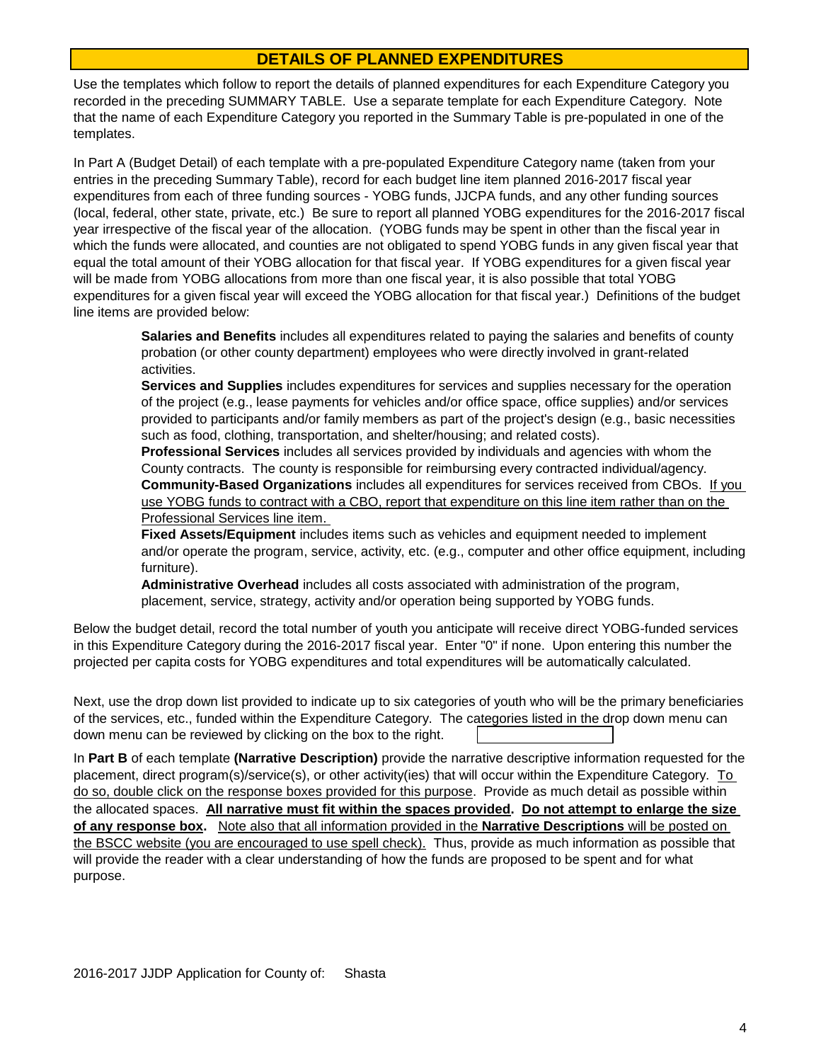## DETAILS OF PLANNED EXPENDITURES

Use the templates which follow to report the details of planned expenditures for each Expenditure Category you recorded in the preceding SUMMARY TABLE. Use a separate template for each Expenditure Category. Note that the name of each Expenditure Category you reported in the Summary Table is pre-populated in one of the templates.

In Part A (Budget Detail) of each template with a pre-populated Expenditure Category name (taken from your entries in the preceding Summary Table), record for each budget line item planned 2016-2017 fiscal year expenditures from each of three funding sources - YOBG funds, JJCPA funds, and any other funding sources (local, federal, other state, private, etc.) Be sure to report all planned YOBG expenditures for the 2016-2017 fiscal year irrespective of the fiscal year of the allocation. (YOBG funds may be spent in other than the fiscal year in which the funds were allocated, and counties are not obligated to spend YOBG funds in any given fiscal year that equal the total amount of their YOBG allocation for that fiscal year. If YOBG expenditures for a given fiscal year will be made from YOBG allocations from more than one fiscal year, it is also possible that total YOBG expenditures for a given fiscal year will exceed the YOBG allocation for that fiscal year.) Definitions of the budget line items are provided below:

**Salaries and Benefits** includes all expenditures related to paying the salaries and benefits of county probation (or other county department) employees who were directly involved in grant-related activities.

**Services and Supplies** includes expenditures for services and supplies necessary for the operation of the project (e.g., lease payments for vehicles and/or office space, office supplies) and/or services provided to participants and/or family members as part of the project's design (e.g., basic necessities such as food, clothing, transportation, and shelter/housing; and related costs).

**Professional Services** includes all services provided by individuals and agencies with whom the County contracts. The county is responsible for reimbursing every contracted individual/agency.

**Community-Based Organizations** includes all expenditures for services received from CBOs. <u>If you use YOBG funds to contract with a CBO, report that expenditure on this line item rather than on the Professional Services line item.</u>

**Fixed Assets/Equipment** includes items such as vehicles and equipment needed to implement and/or operate the program, service, activity, etc. (e.g., computer and other office equipment, including furniture).

**Administrative Overhead** includes all costs associated with administration of the program, placement, service, strategy, activity and/or operation being supported by YOBG funds.

Below the budget detail, record the total number of youth you anticipate will receive direct YOBG-funded services in this Expenditure Category during the 2016-2017 fiscal year. Enter "0" if none. Upon entering this number the projected per capita costs for YOBG expenditures and total expenditures will be automatically calculated.

Next, use the drop down list provided to indicate up to six categories of youth who will be the primary beneficiaries of the services, etc., funded within the Expenditure Category. The categories listed in the drop down menu can be reviewed by clicking on the box to the right.

In **Part B** of each template **(Narrative Description)** provide the narrative descriptive information requested for the placement, direct program(s)/service(s), or other activity(ies) that will occur within the Expenditure Category. <u>To do so, double click on the response boxes provided for this purpose</u>. Provide as much detail as possible within the allocated spaces. **<u>All narrative must fit within the spaces provided</u>. <u>Do not attempt to enlarge the size of any response box</u>.** <u>Note also that all information provided in the **Narrative Descriptions** will be posted on the BSCC website (you are encouraged to use spell check).</u> Thus, provide as much information as possible that will provide the reader with a clear understanding of how the funds are proposed to be spent and for what purpose.

2016-2017 JJDP Application for County of: Shasta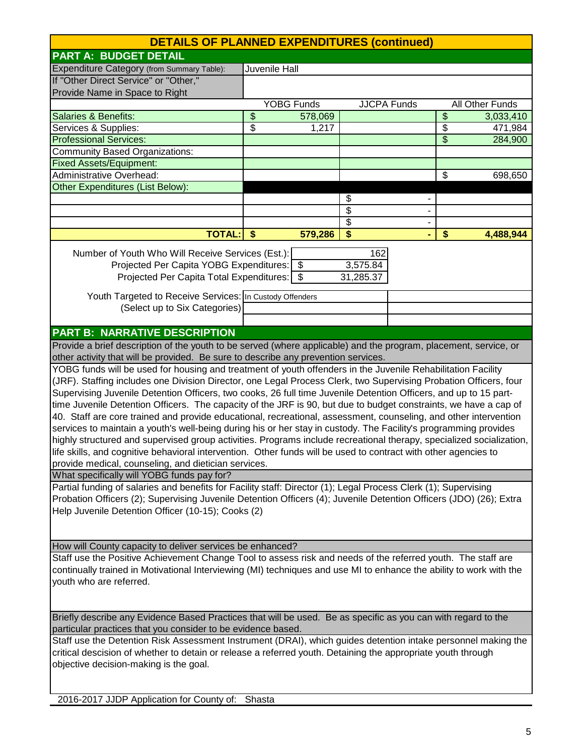# DETAILS OF PLANNED EXPENDITURES (continued)

## PART A: BUDGET DETAIL

| | | | |
|---|---|---|---|
| Expenditure Category (from Summary Table): | Juvenile Hall | | |
| If "Other Direct Service" or "Other," Provide Name in Space to Right | | | |
| | YOBG Funds | JJCPA Funds | All Other Funds |
| Salaries & Benefits: | $ 578,069 | | $ 3,033,410 |
| Services & Supplies: | $ 1,217 | | $ 471,984 |
| Professional Services: | | | $ 284,900 |
| Community Based Organizations: | | | |
| Fixed Assets/Equipment: | | | |
| Administrative Overhead: | | | $ 698,650 |
| Other Expenditures (List Below): | | | |
| | | $ - | |
| | | $ - | |
| | | $ - | |
| **TOTAL:** | **$ 579,286** | **$ -** | **$ 4,488,944** |

| | |
|---|---|
| Number of Youth Who Will Receive Services (Est.): | 162 |
| Projected Per Capita YOBG Expenditures: | $ 3,575.84 |
| Projected Per Capita Total Expenditures: | $ 31,285.37 |

Youth Targeted to Receive Services: (Select up to Six Categories): In Custody Offenders

## PART B: NARRATIVE DESCRIPTION

**Provide a brief description of the youth to be served (where applicable) and the program, placement, service, or other activity that will be provided. Be sure to describe any prevention services.**

YOBG funds will be used for housing and treatment of youth offenders in the Juvenile Rehabilitation Facility (JRF). Staffing includes one Division Director, one Legal Process Clerk, two Supervising Probation Officers, four Supervising Juvenile Detention Officers, two cooks, 26 full time Juvenile Detention Officers, and up to 15 part-time Juvenile Detention Officers. The capacity of the JRF is 90, but due to budget constraints, we have a cap of 40. Staff are core trained and provide educational, recreational, assessment, counseling, and other intervention services to maintain a youth's well-being during his or her stay in custody. The Facility's programming provides highly structured and supervised group activities. Programs include recreational therapy, specialized socialization, life skills, and cognitive behavioral intervention. Other funds will be used to contract with other agencies to provide medical, counseling, and dietician services.

**What specifically will YOBG funds pay for?**

Partial funding of salaries and benefits for Facility staff: Director (1); Legal Process Clerk (1); Supervising Probation Officers (2); Supervising Juvenile Detention Officers (4); Juvenile Detention Officers (JDO) (26); Extra Help Juvenile Detention Officer (10-15); Cooks (2)

**How will County capacity to deliver services be enhanced?**

Staff use the Positive Achievement Change Tool to assess risk and needs of the referred youth. The staff are continually trained in Motivational Interviewing (MI) techniques and use MI to enhance the ability to work with the youth who are referred.

**Briefly describe any Evidence Based Practices that will be used. Be as specific as you can with regard to the particular practices that you consider to be evidence based.**

Staff use the Detention Risk Assessment Instrument (DRAI), which guides detention intake personnel making the critical descision of whether to detain or release a referred youth. Detaining the appropriate youth through objective decision-making is the goal.

2016-2017 JJDP Application for County of: Shasta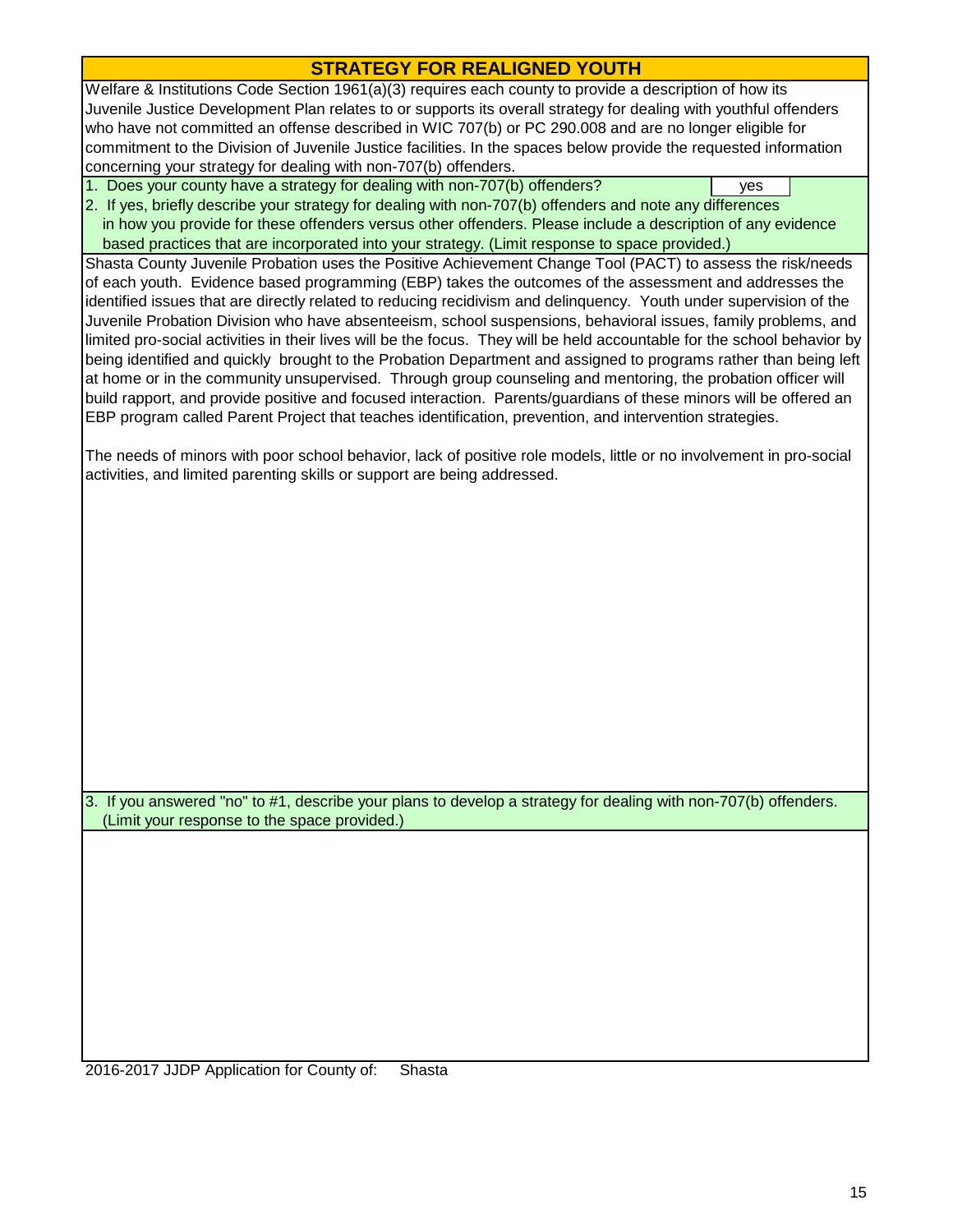## STRATEGY FOR REALIGNED YOUTH

Welfare & Institutions Code Section 1961(a)(3) requires each county to provide a description of how its Juvenile Justice Development Plan relates to or supports its overall strategy for dealing with youthful offenders who have not committed an offense described in WIC 707(b) or PC 290.008 and are no longer eligible for commitment to the Division of Juvenile Justice facilities. In the spaces below provide the requested information concerning your strategy for dealing with non-707(b) offenders.

1. Does your county have a strategy for dealing with non-707(b) offenders? **yes**
2. If yes, briefly describe your strategy for dealing with non-707(b) offenders and note any differences in how you provide for these offenders versus other offenders. Please include a description of any evidence based practices that are incorporated into your strategy. (Limit response to space provided.)

Shasta County Juvenile Probation uses the Positive Achievement Change Tool (PACT) to assess the risk/needs of each youth. Evidence based programming (EBP) takes the outcomes of the assessment and addresses the identified issues that are directly related to reducing recidivism and delinquency. Youth under supervision of the Juvenile Probation Division who have absenteeism, school suspensions, behavioral issues, family problems, and limited pro-social activities in their lives will be the focus. They will be held accountable for the school behavior by being identified and quickly brought to the Probation Department and assigned to programs rather than being left at home or in the community unsupervised. Through group counseling and mentoring, the probation officer will build rapport, and provide positive and focused interaction. Parents/guardians of these minors will be offered an EBP program called Parent Project that teaches identification, prevention, and intervention strategies.

The needs of minors with poor school behavior, lack of positive role models, little or no involvement in pro-social activities, and limited parenting skills or support are being addressed.

3. If you answered "no" to #1, describe your plans to develop a strategy for dealing with non-707(b) offenders. (Limit your response to the space provided.)

2016-2017 JJDP Application for County of: Shasta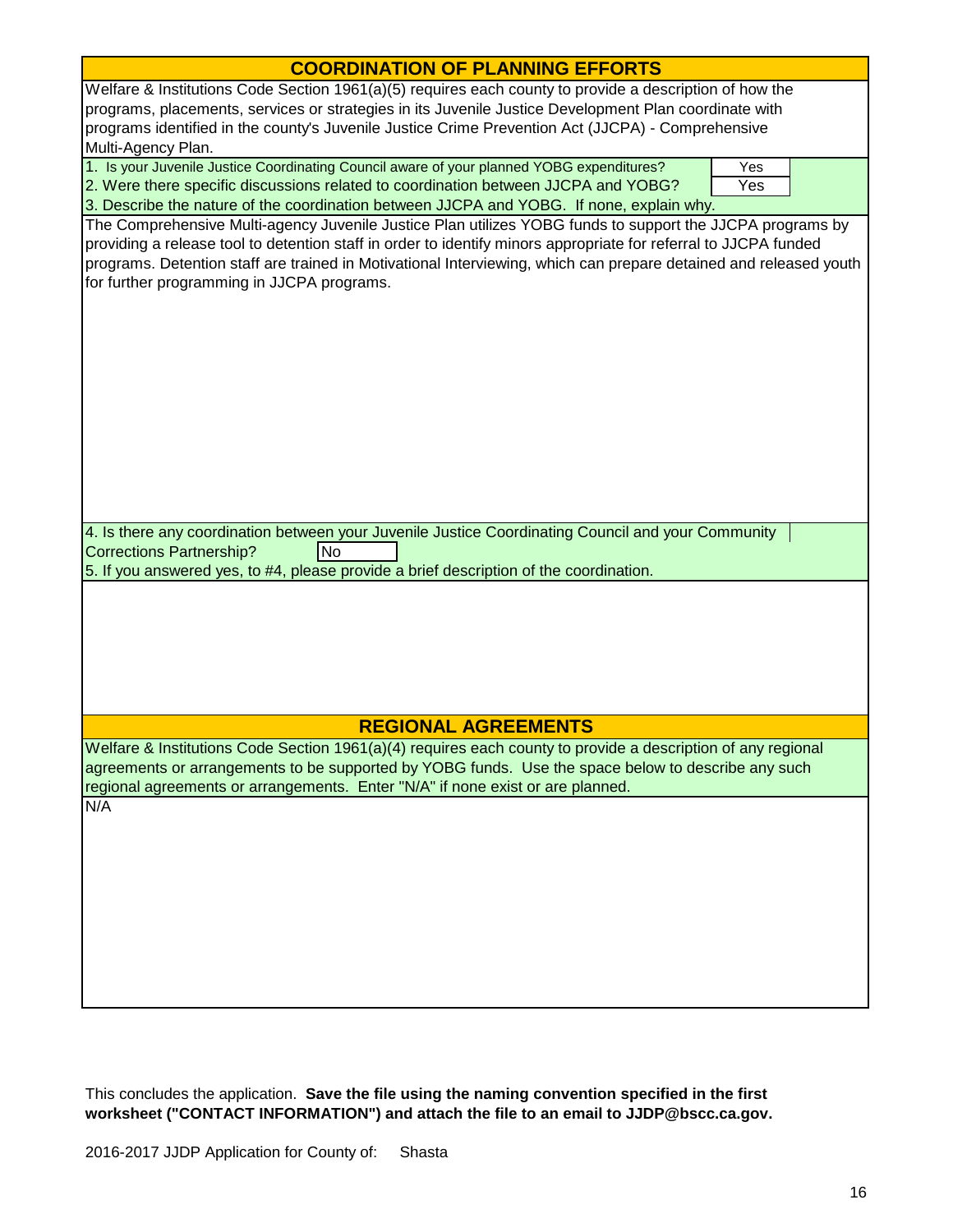## COORDINATION OF PLANNING EFFORTS

Welfare & Institutions Code Section 1961(a)(5) requires each county to provide a description of how the programs, placements, services or strategies in its Juvenile Justice Development Plan coordinate with programs identified in the county's Juvenile Justice Crime Prevention Act (JJCPA) - Comprehensive Multi-Agency Plan.

1. Is your Juvenile Justice Coordinating Council aware of your planned YOBG expenditures? Yes
2. Were there specific discussions related to coordination between JJCPA and YOBG? Yes
3. Describe the nature of the coordination between JJCPA and YOBG. If none, explain why.

The Comprehensive Multi-agency Juvenile Justice Plan utilizes YOBG funds to support the JJCPA programs by providing a release tool to detention staff in order to identify minors appropriate for referral to JJCPA funded programs. Detention staff are trained in Motivational Interviewing, which can prepare detained and released youth for further programming in JJCPA programs.

4. Is there any coordination between your Juvenile Justice Coordinating Council and your Community Corrections Partnership? No
5. If you answered yes, to #4, please provide a brief description of the coordination.

## REGIONAL AGREEMENTS

Welfare & Institutions Code Section 1961(a)(4) requires each county to provide a description of any regional agreements or arrangements to be supported by YOBG funds. Use the space below to describe any such regional agreements or arrangements. Enter "N/A" if none exist or are planned.

N/A

This concludes the application. **Save the file using the naming convention specified in the first worksheet ("CONTACT INFORMATION") and attach the file to an email to JJDP@bscc.ca.gov.**

2016-2017 JJDP Application for County of: Shasta